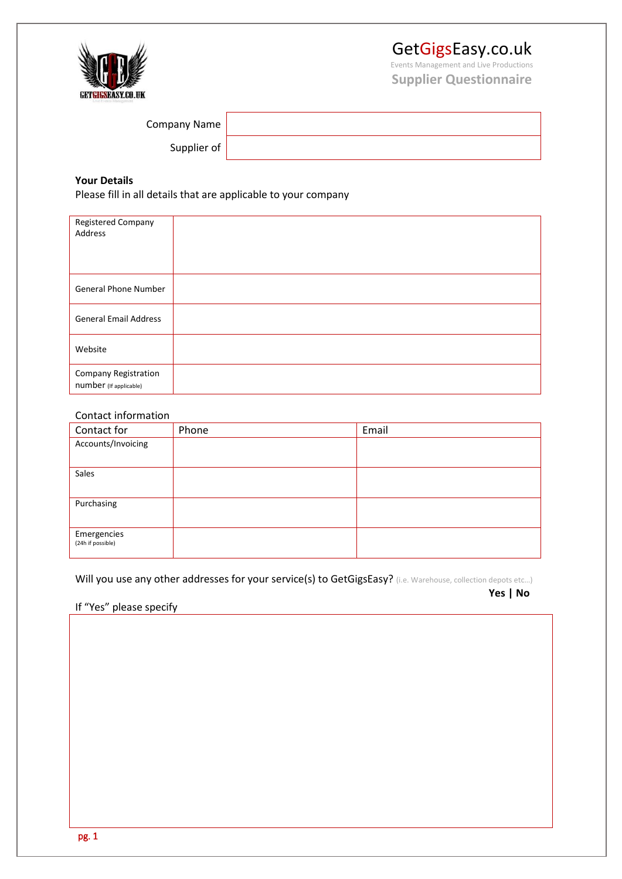# GetGigsEasy.co.uk

Events Management and Live Productions

## Supplier Questionnaire

| Company Name | |
|---|---|
| Supplier of | |

**Your Details**

Please fill in all details that are applicable to your company

| Registered Company Address | |
|---|---|
| General Phone Number | |
| General Email Address | |
| Website | |
| Company Registration number (If applicable) | |

Contact information

| Contact for | Phone | Email |
|---|---|---|
| Accounts/Invoicing | | |
| Sales | | |
| Purchasing | | |
| Emergencies (24h if possible) | | |

Will you use any other addresses for your service(s) to GetGigsEasy? (i.e. Warehouse, collection depots etc...)

**Yes | No**

If "Yes" please specify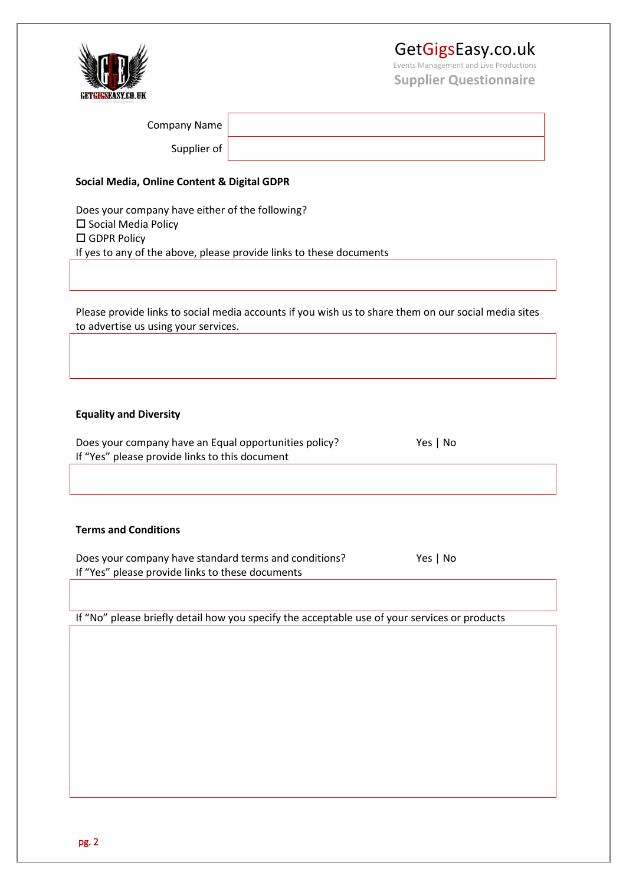GetGigsEasy.co.uk

Events Management and Live Productions

**Supplier Questionnaire**

| Company Name | |
|---|---|
| Supplier of | |

**Social Media, Online Content & Digital GDPR**

Does your company have either of the following?

☐ Social Media Policy

☐ GDPR Policy

If yes to any of the above, please provide links to these documents

Please provide links to social media accounts if you wish us to share them on our social media sites to advertise us using your services.

**Equality and Diversity**

Does your company have an Equal opportunities policy? Yes | No

If "Yes" please provide links to this document

**Terms and Conditions**

Does your company have standard terms and conditions? Yes | No

If "Yes" please provide links to these documents

If "No" please briefly detail how you specify the acceptable use of your services or products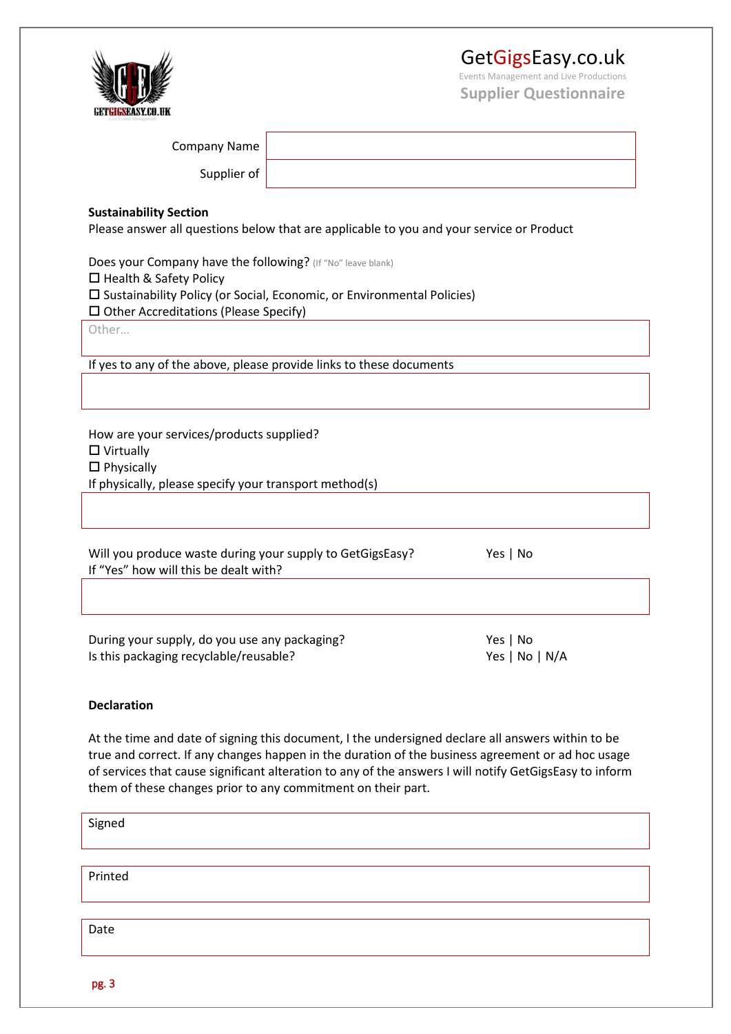GetGigsEasy.co.uk

Events Management and Live Productions

**Supplier Questionnaire**

| | |
|---|---|
| Company Name | |
| Supplier of | |

**Sustainability Section**

Please answer all questions below that are applicable to you and your service or Product

Does your Company have the following? (If "No" leave blank)

☐ Health & Safety Policy

☐ Sustainability Policy (or Social, Economic, or Environmental Policies)

☐ Other Accreditations (Please Specify)

Other…

If yes to any of the above, please provide links to these documents

How are your services/products supplied?

☐ Virtually

☐ Physically

If physically, please specify your transport method(s)

Will you produce waste during your supply to GetGigsEasy? Yes | No

If "Yes" how will this be dealt with?

During your supply, do you use any packaging? Yes | No

Is this packaging recyclable/reusable? Yes | No | N/A

**Declaration**

At the time and date of signing this document, I the undersigned declare all answers within to be true and correct. If any changes happen in the duration of the business agreement or ad hoc usage of services that cause significant alteration to any of the answers I will notify GetGigsEasy to inform them of these changes prior to any commitment on their part.

Signed

Printed

Date